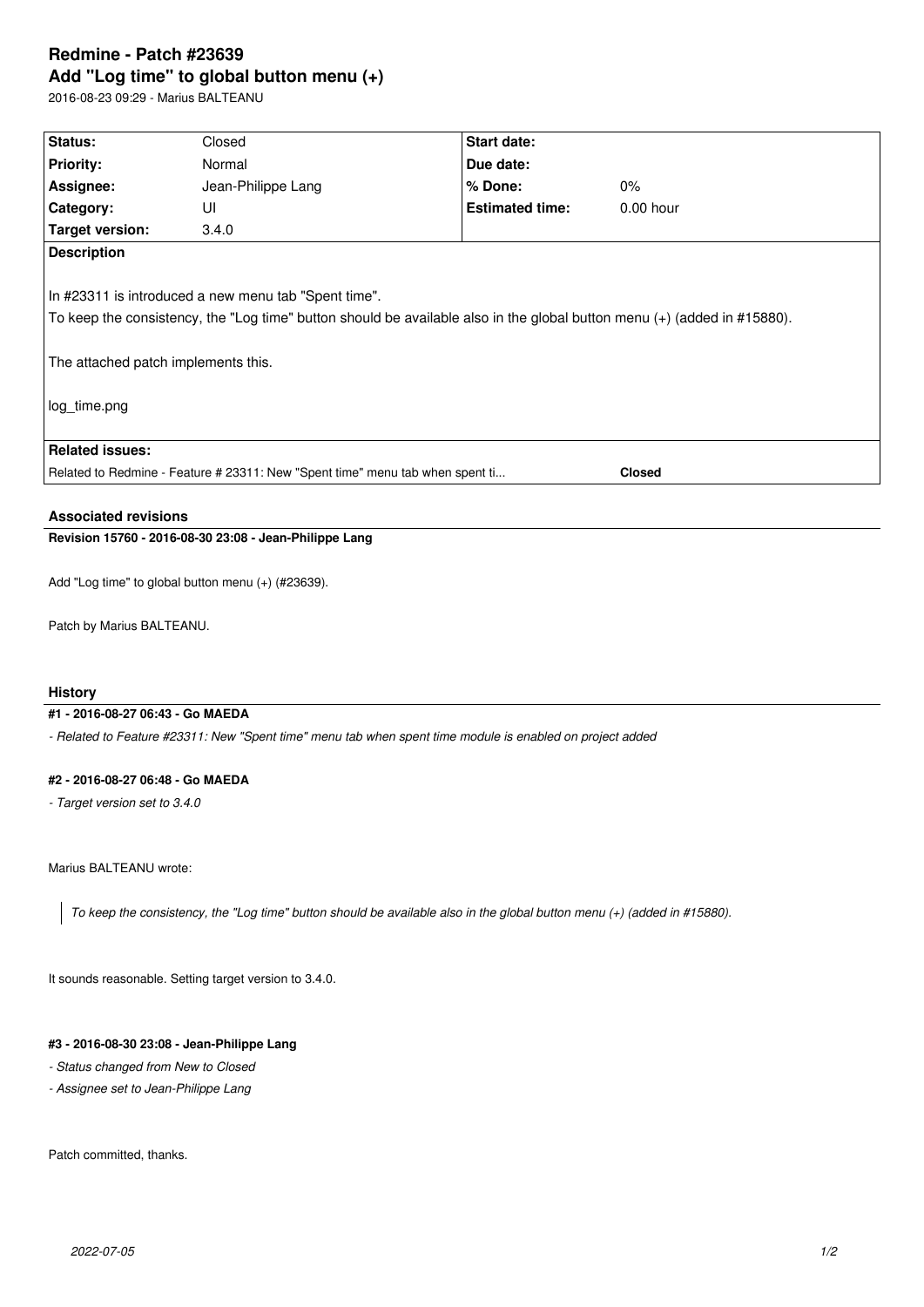# Redmine - Patch #23639

## Add "Log time" to global button menu (+)

2016-08-23 09:29 - Marius BALTEANU

| Status: | Closed | Start date: | |
|---|---|---|---|
| Priority: | Normal | Due date: | |
| Assignee: | Jean-Philippe Lang | % Done: | 0% |
| Category: | UI | Estimated time: | 0.00 hour |
| Target version: | 3.4.0 | | |

**Description**

In #23311 is introduced a new menu tab "Spent time".

To keep the consistency, the "Log time" button should be available also in the global button menu (+) (added in #15880).

The attached patch implements this.

log_time.png

**Related issues:**

Related to Redmine - Feature # 23311: New "Spent time" menu tab when spent ti... **Closed**

### Associated revisions

**Revision 15760 - 2016-08-30 23:08 - Jean-Philippe Lang**

Add "Log time" to global button menu (+) (#23639).

Patch by Marius BALTEANU.

### History

**#1 - 2016-08-27 06:43 - Go MAEDA**

*- Related to Feature #23311: New "Spent time" menu tab when spent time module is enabled on project added*

**#2 - 2016-08-27 06:48 - Go MAEDA**

*- Target version set to 3.4.0*

Marius BALTEANU wrote:

> *To keep the consistency, the "Log time" button should be available also in the global button menu (+) (added in #15880).*

It sounds reasonable. Setting target version to 3.4.0.

**#3 - 2016-08-30 23:08 - Jean-Philippe Lang**

*- Status changed from New to Closed*

*- Assignee set to Jean-Philippe Lang*

Patch committed, thanks.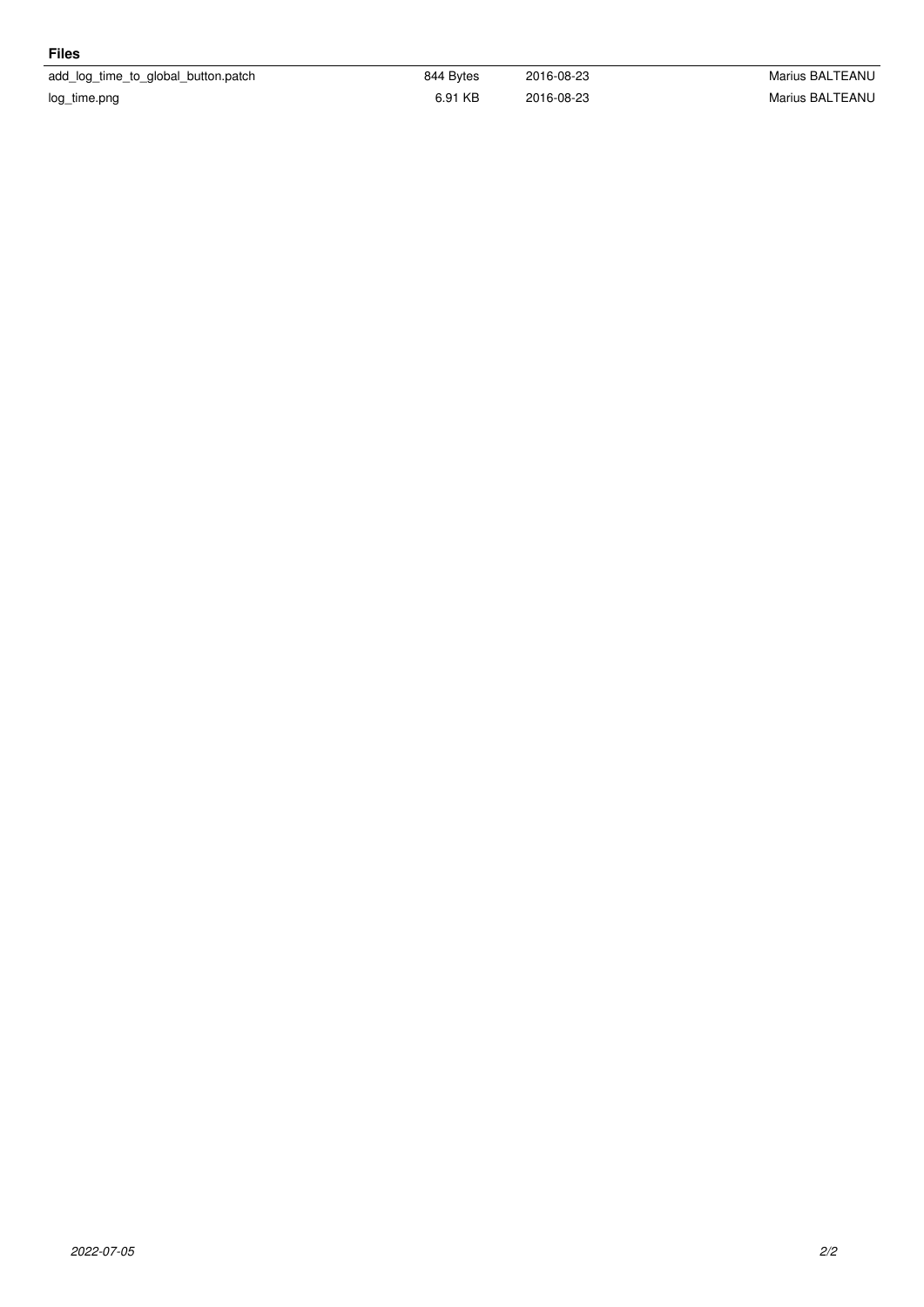**Files**

| | | | |
|---|---|---|---|
| add_log_time_to_global_button.patch | 844 Bytes | 2016-08-23 | Marius BALTEANU |
| log_time.png | 6.91 KB | 2016-08-23 | Marius BALTEANU |